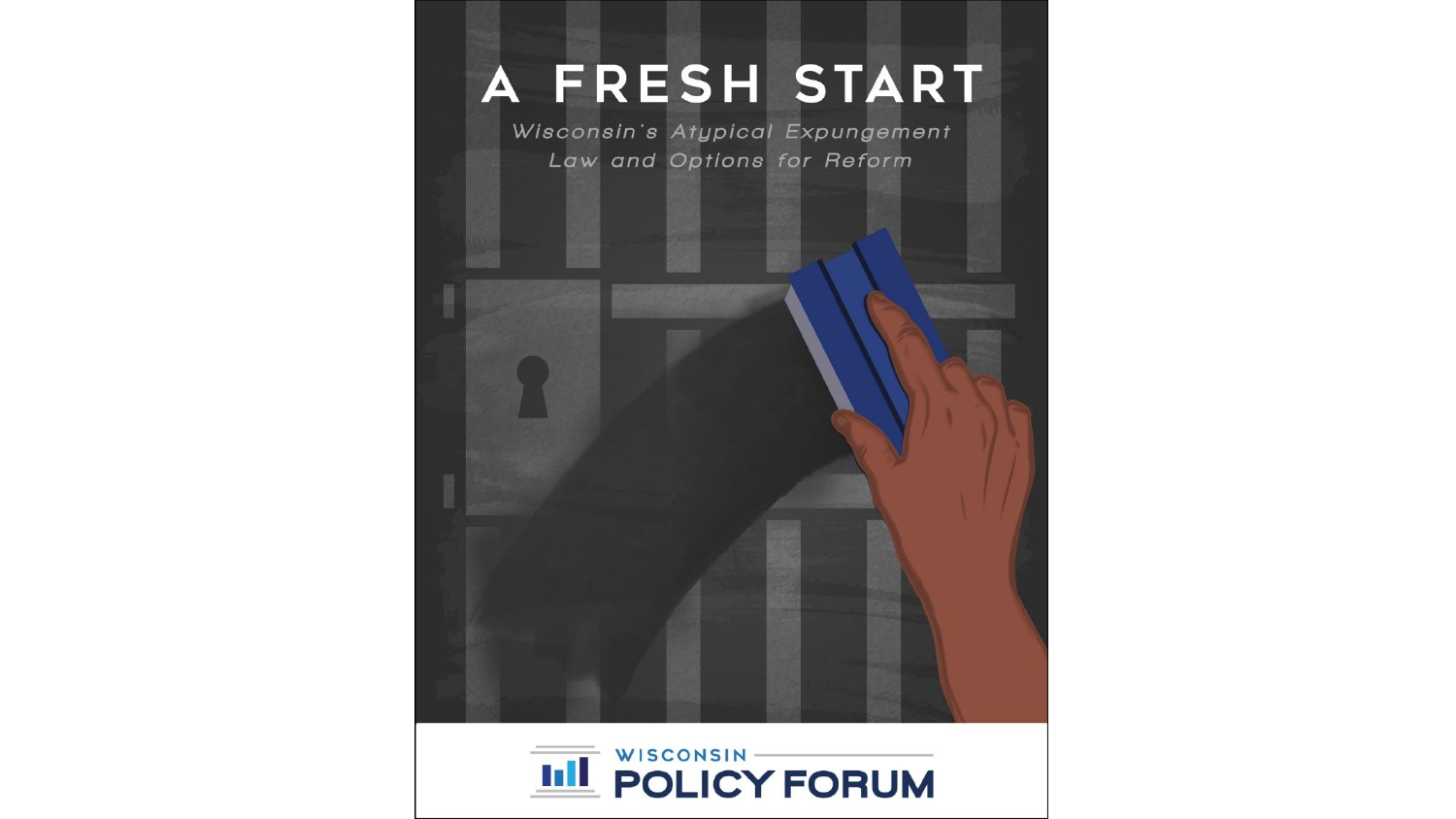# A FRESH START

*Wisconsin's Atypical Expungement Law and Options for Reform*

WISCONSIN POLICY FORUM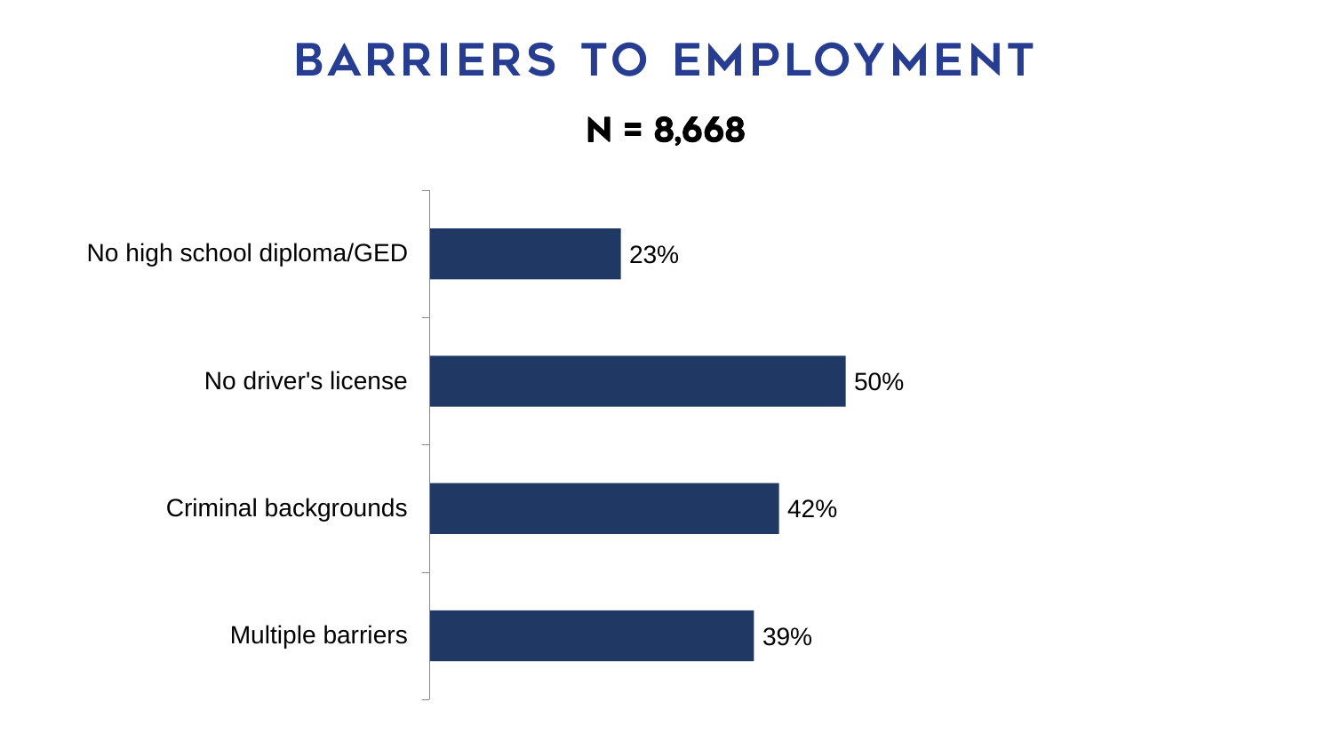# BARRIERS TO EMPLOYMENT

**N = 8,668**

| Barrier | Percentage |
| --- | --- |
| No high school diploma/GED | 23% |
| No driver's license | 50% |
| Criminal backgrounds | 42% |
| Multiple barriers | 39% |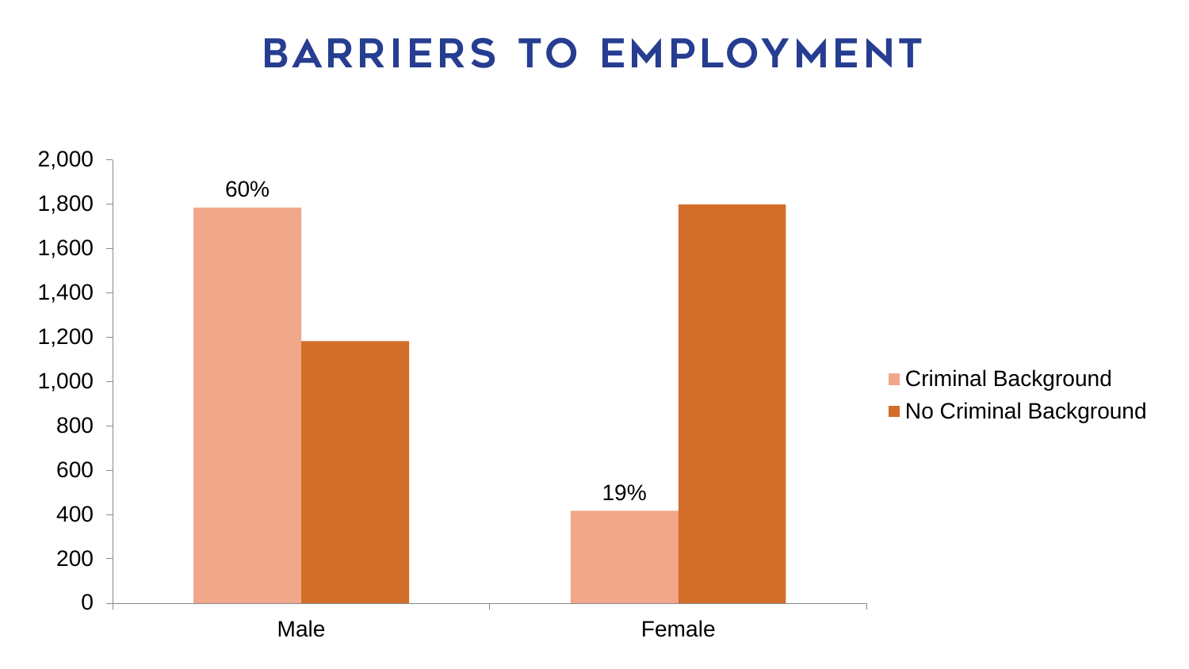# BARRIERS TO EMPLOYMENT

| | Criminal Background | No Criminal Background |
|---|---|---|
| Male | 60% | |
| Female | 19% | |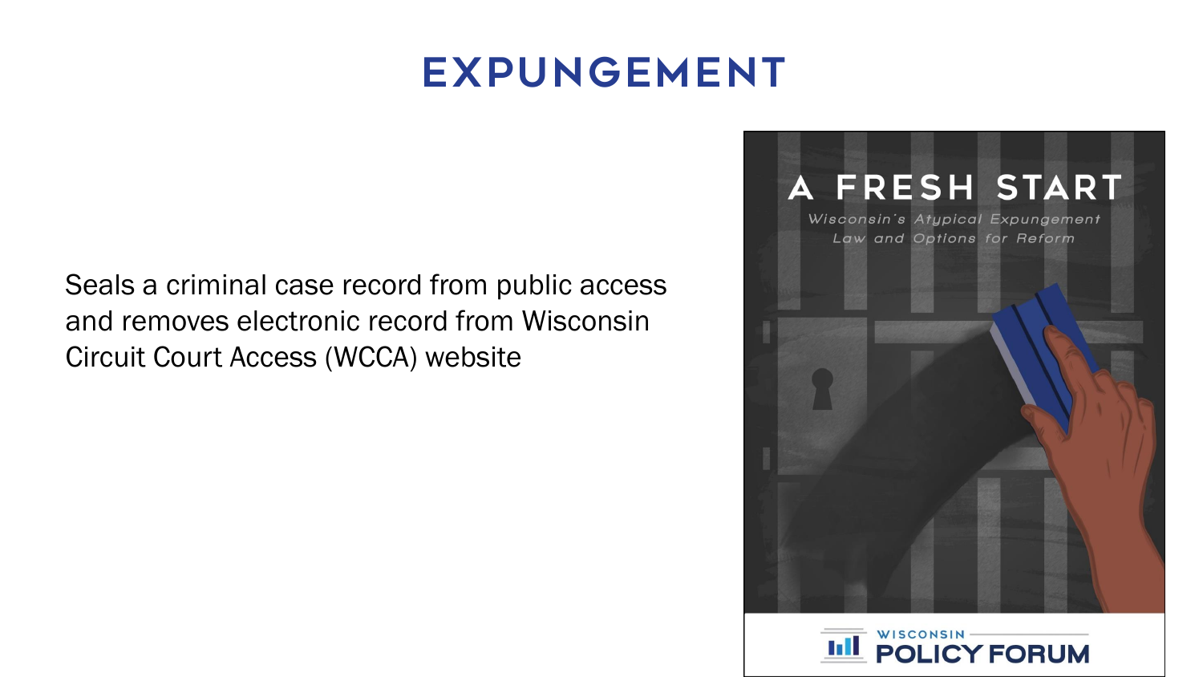# EXPUNGEMENT

Seals a criminal case record from public access and removes electronic record from Wisconsin Circuit Court Access (WCCA) website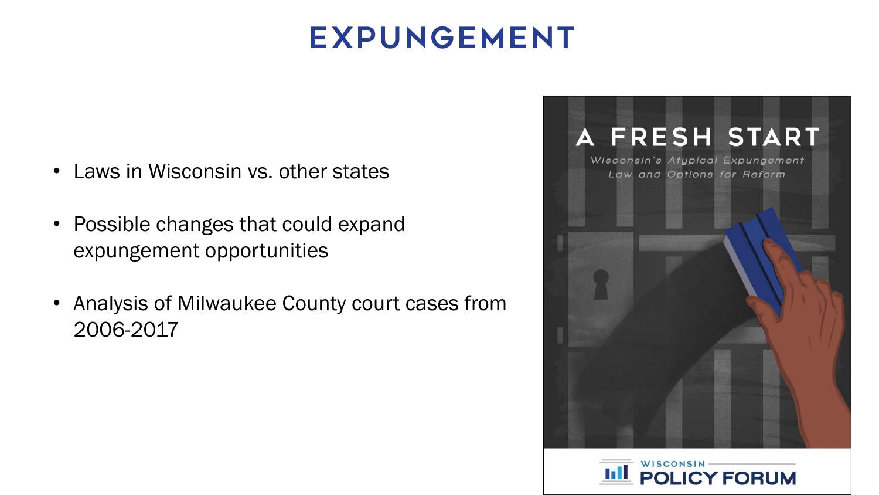# EXPUNGEMENT

- Laws in Wisconsin vs. other states
- Possible changes that could expand expungement opportunities
- Analysis of Milwaukee County court cases from 2006-2017

A FRESH START

Wisconsin's Atypical Expungement Law and Options for Reform

WISCONSIN POLICY FORUM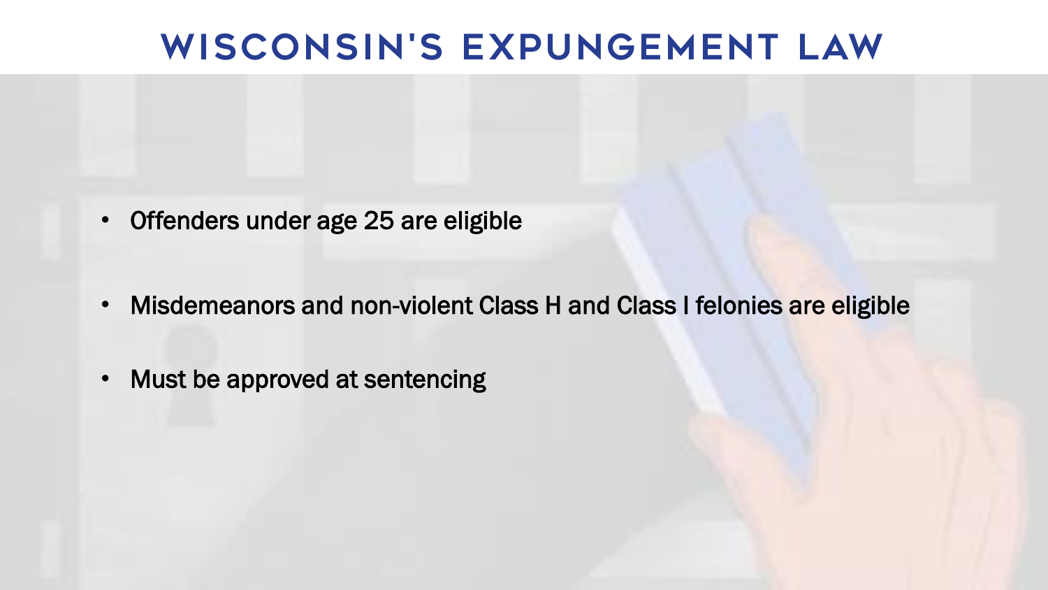# WISCONSIN'S EXPUNGEMENT LAW

- Offenders under age 25 are eligible
- Misdemeanors and non-violent Class H and Class I felonies are eligible
- Must be approved at sentencing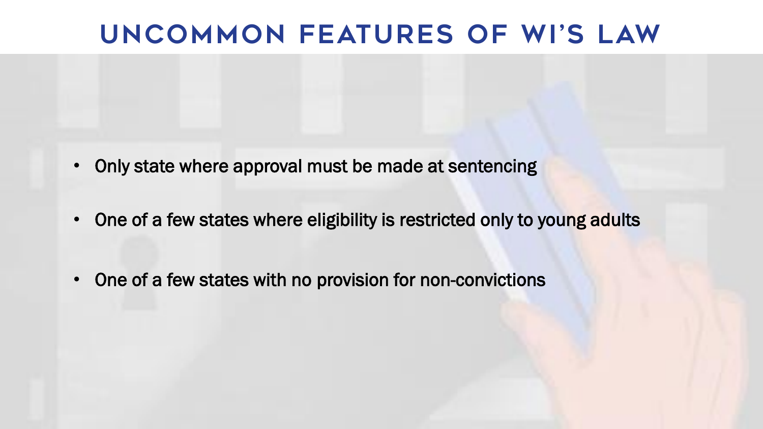# UNCOMMON FEATURES OF WI'S LAW

- Only state where approval must be made at sentencing
- One of a few states where eligibility is restricted only to young adults
- One of a few states with no provision for non-convictions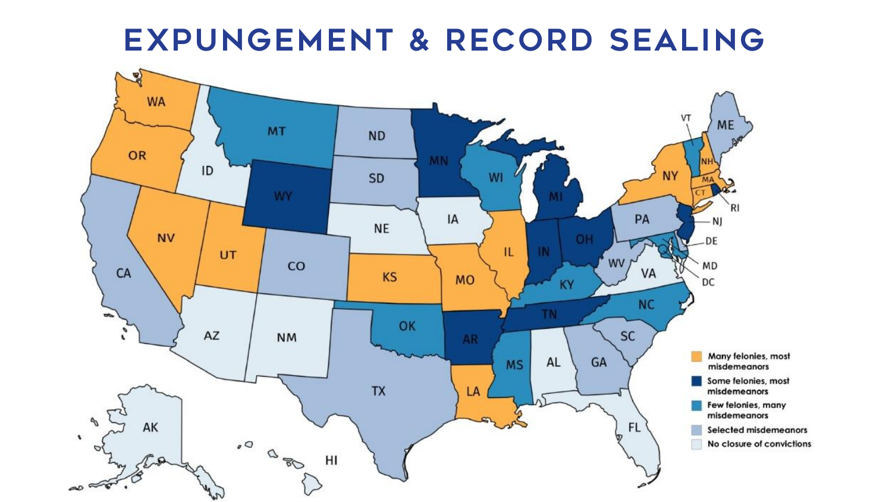# EXPUNGEMENT & RECORD SEALING

- Many felonies, most misdemeanors
- Some felonies, most misdemeanors
- Few felonies, many misdemeanors
- Selected misdemeanors
- No closure of convictions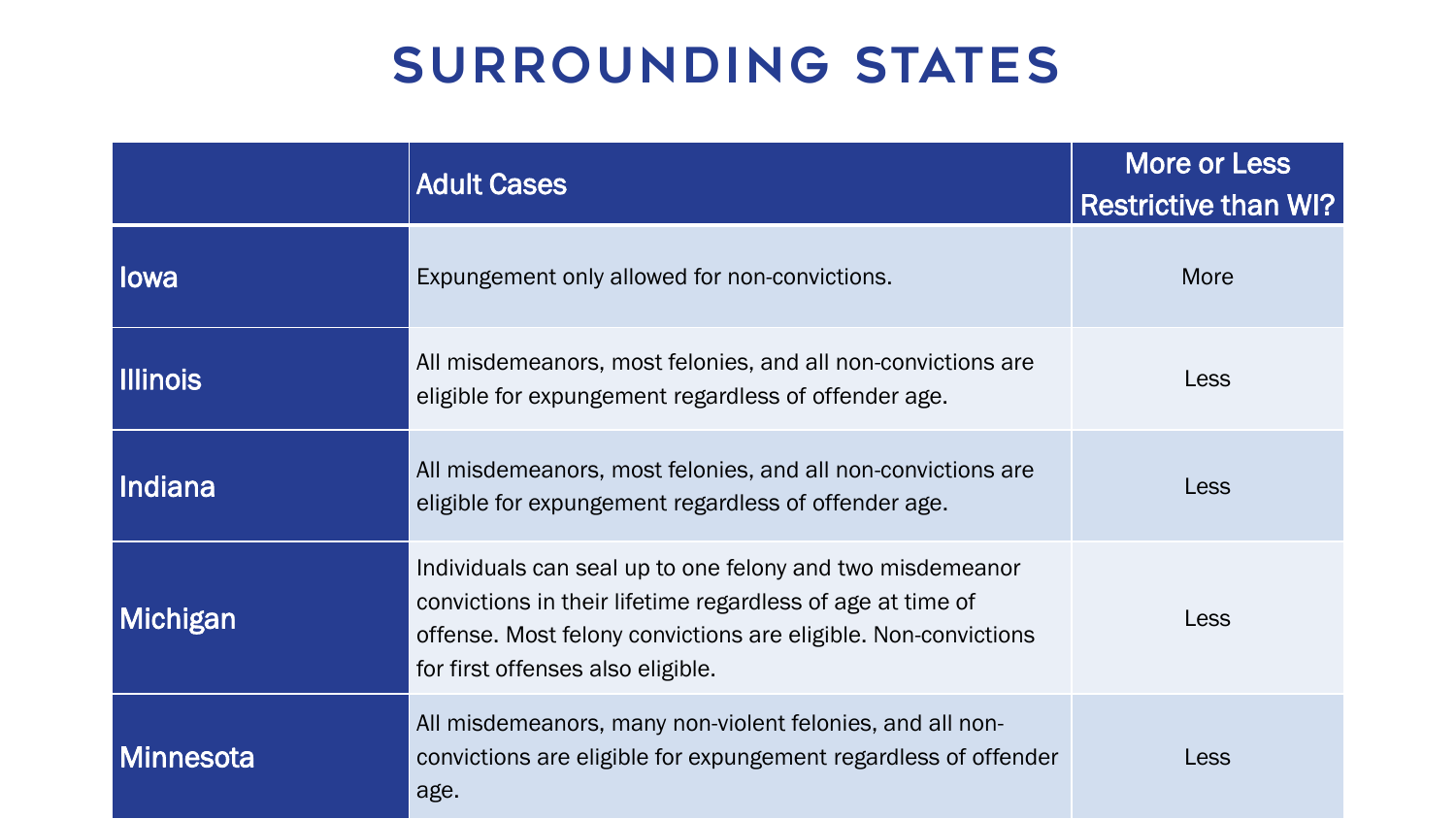# SURROUNDING STATES

| | Adult Cases | More or Less Restrictive than WI? |
|---|---|---|
| Iowa | Expungement only allowed for non-convictions. | More |
| Illinois | All misdemeanors, most felonies, and all non-convictions are eligible for expungement regardless of offender age. | Less |
| Indiana | All misdemeanors, most felonies, and all non-convictions are eligible for expungement regardless of offender age. | Less |
| Michigan | Individuals can seal up to one felony and two misdemeanor convictions in their lifetime regardless of age at time of offense. Most felony convictions are eligible. Non-convictions for first offenses also eligible. | Less |
| Minnesota | All misdemeanors, many non-violent felonies, and all non-convictions are eligible for expungement regardless of offender age. | Less |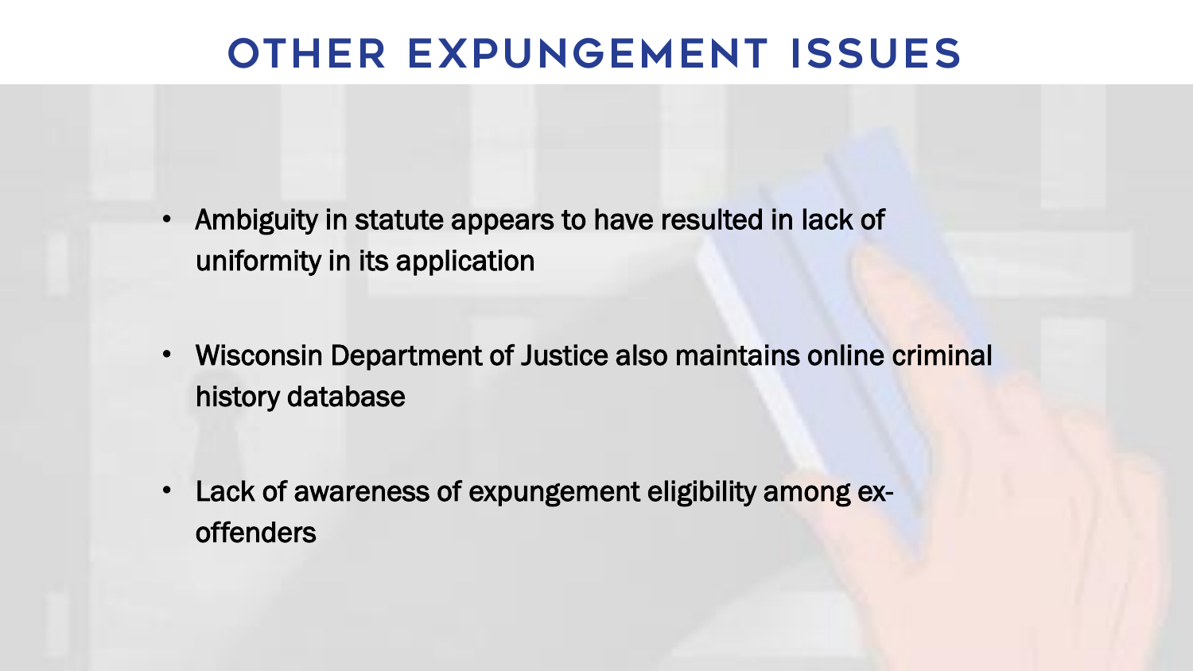# OTHER EXPUNGEMENT ISSUES

- Ambiguity in statute appears to have resulted in lack of uniformity in its application
- Wisconsin Department of Justice also maintains online criminal history database
- Lack of awareness of expungement eligibility among ex-offenders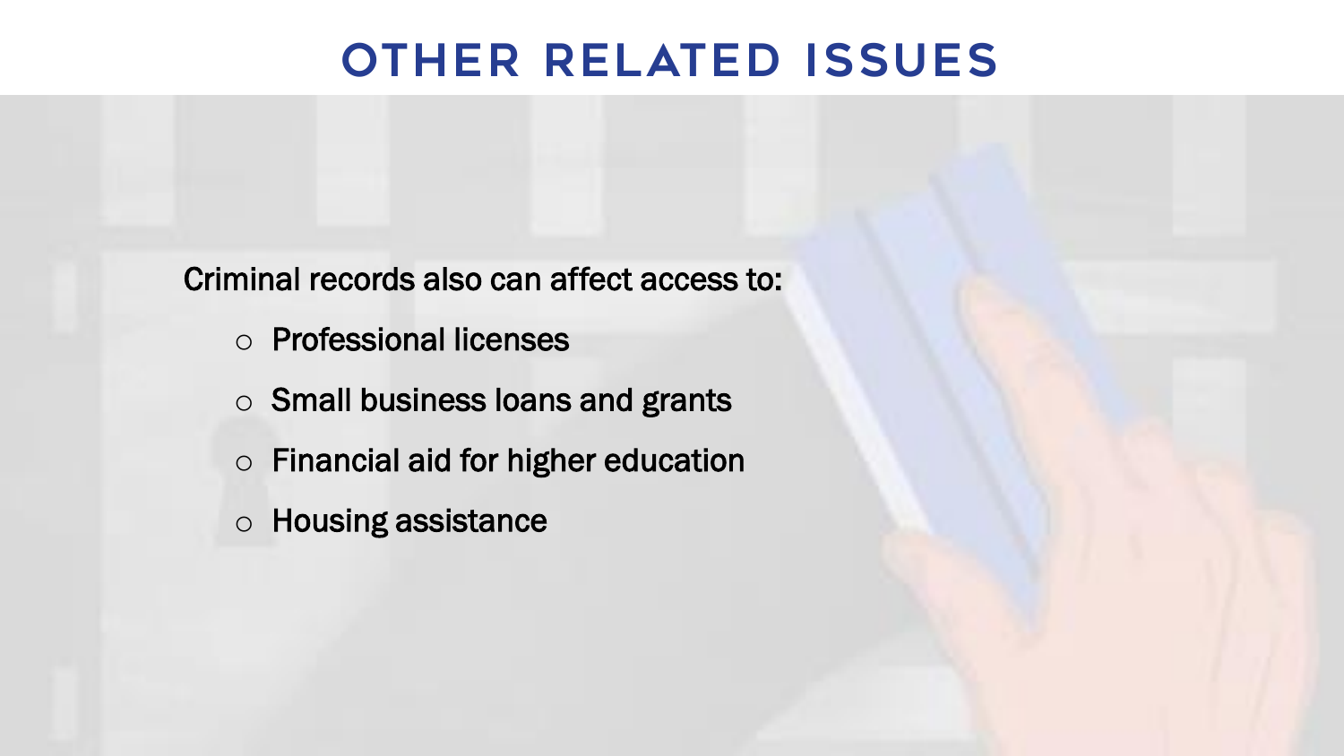# OTHER RELATED ISSUES

Criminal records also can affect access to:

- Professional licenses
- Small business loans and grants
- Financial aid for higher education
- Housing assistance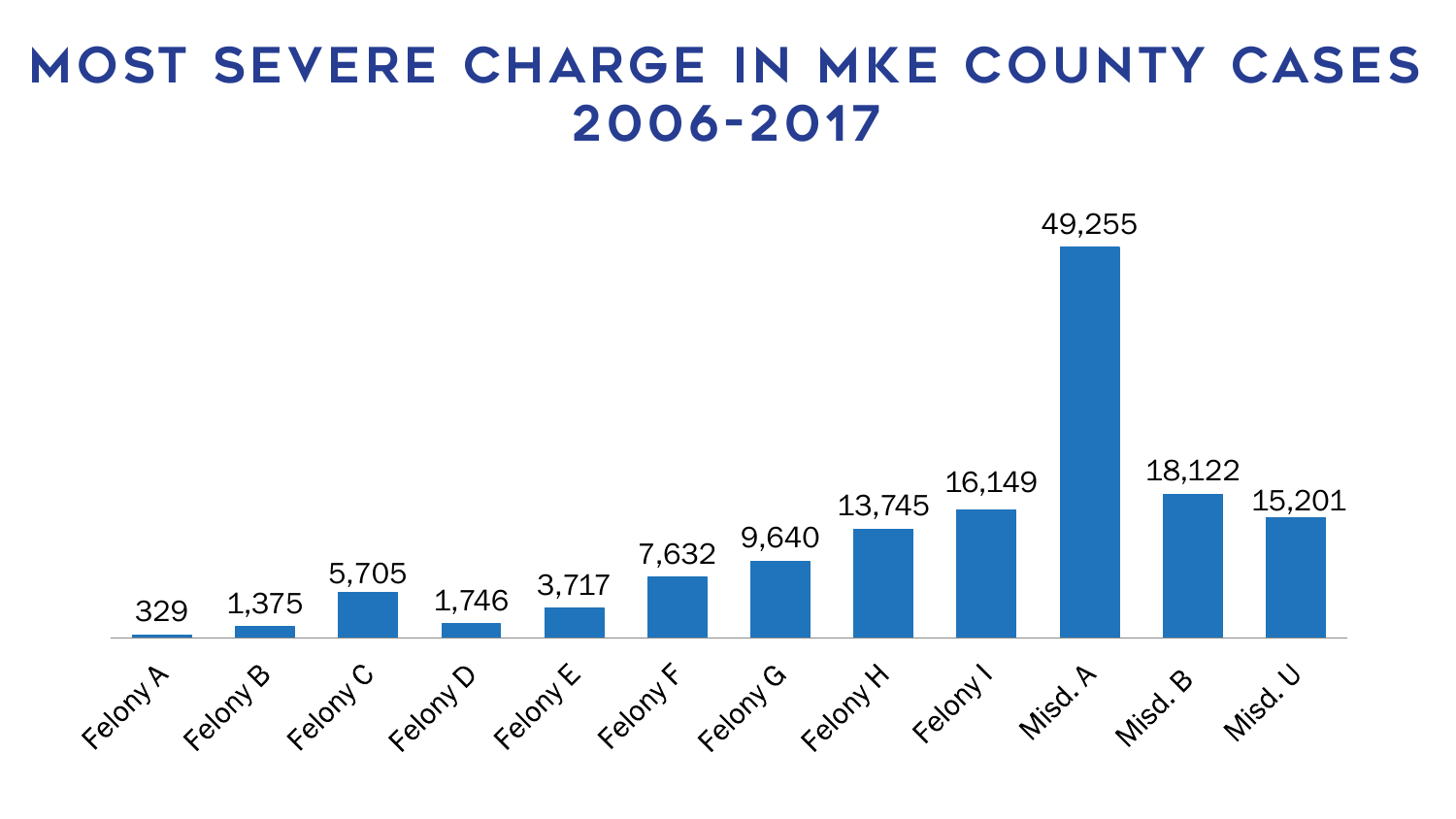# MOST SEVERE CHARGE IN MKE COUNTY CASES 2006-2017

| Charge | Cases |
|---|---|
| Felony A | 329 |
| Felony B | 1,375 |
| Felony C | 5,705 |
| Felony D | 1,746 |
| Felony E | 3,717 |
| Felony F | 7,632 |
| Felony G | 9,640 |
| Felony H | 13,745 |
| Felony I | 16,149 |
| Misd. A | 49,255 |
| Misd. B | 18,122 |
| Misd. U | 15,201 |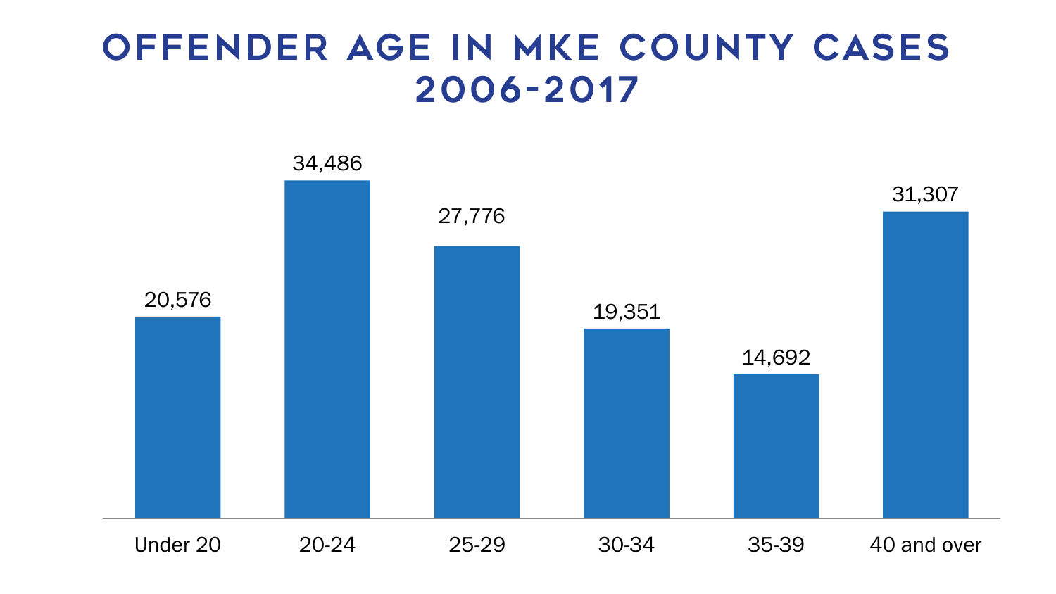# OFFENDER AGE IN MKE COUNTY CASES 2006-2017

| Under 20 | 20-24 | 25-29 | 30-34 | 35-39 | 40 and over |
|---|---|---|---|---|---|
| 20,576 | 34,486 | 27,776 | 19,351 | 14,692 | 31,307 |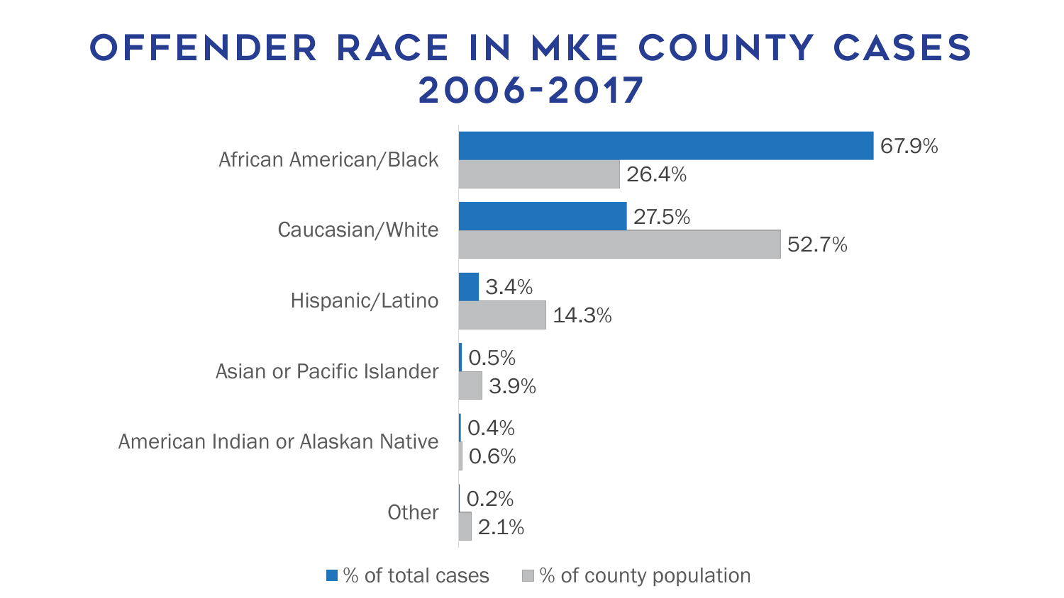# OFFENDER RACE IN MKE COUNTY CASES 2006-2017

| Race | % of total cases | % of county population |
| --- | --- | --- |
| African American/Black | 67.9% | 26.4% |
| Caucasian/White | 27.5% | 52.7% |
| Hispanic/Latino | 3.4% | 14.3% |
| Asian or Pacific Islander | 0.5% | 3.9% |
| American Indian or Alaskan Native | 0.4% | 0.6% |
| Other | 0.2% | 2.1% |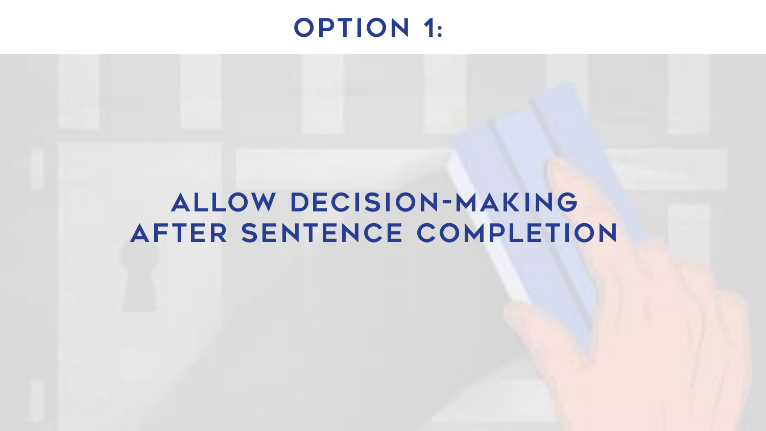# OPTION 1:

## ALLOW DECISION-MAKING AFTER SENTENCE COMPLETION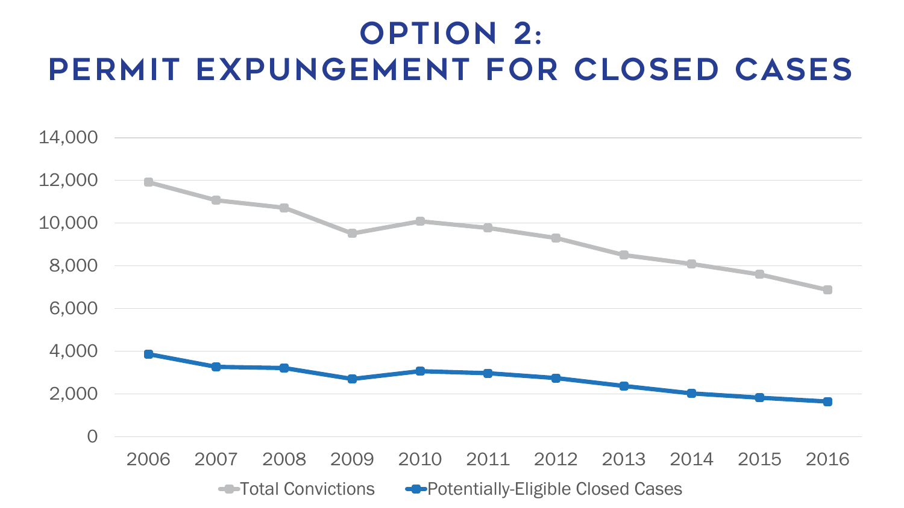# OPTION 2: PERMIT EXPUNGEMENT FOR CLOSED CASES

| Year | Total Convictions | Potentially-Eligible Closed Cases |
|---|---|---|
| 2006 | 11,900 | 3,850 |
| 2007 | 11,050 | 3,270 |
| 2008 | 10,700 | 3,220 |
| 2009 | 9,520 | 2,700 |
| 2010 | 10,080 | 3,060 |
| 2011 | 9,760 | 2,960 |
| 2012 | 9,280 | 2,740 |
| 2013 | 8,490 | 2,370 |
| 2014 | 8,080 | 2,020 |
| 2015 | 7,600 | 1,810 |
| 2016 | 6,850 | 1,640 |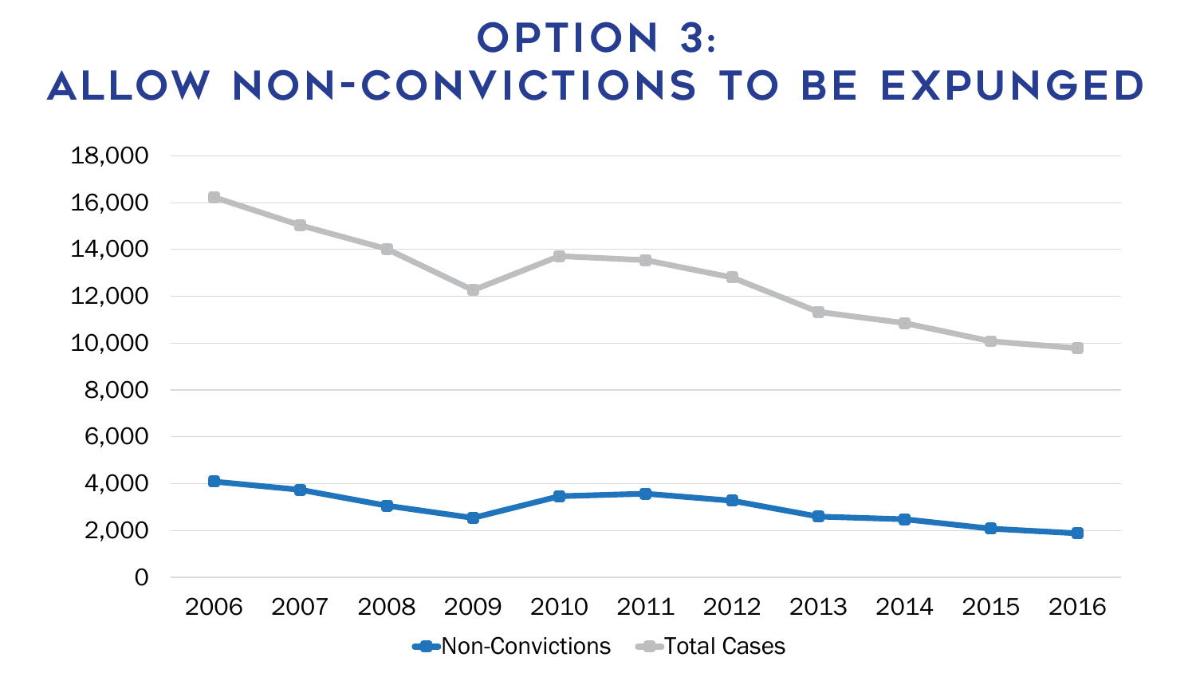# OPTION 3: ALLOW NON-CONVICTIONS TO BE EXPUNGED

| Year | Non-Convictions | Total Cases |
| --- | --- | --- |
| 2006 | ~4,100 | ~16,200 |
| 2007 | ~3,750 | ~15,000 |
| 2008 | ~3,050 | ~14,000 |
| 2009 | ~2,550 | ~12,250 |
| 2010 | ~3,450 | ~13,700 |
| 2011 | ~3,550 | ~13,550 |
| 2012 | ~3,250 | ~12,800 |
| 2013 | ~2,600 | ~11,300 |
| 2014 | ~2,500 | ~10,850 |
| 2015 | ~2,100 | ~10,100 |
| 2016 | ~1,900 | ~9,800 |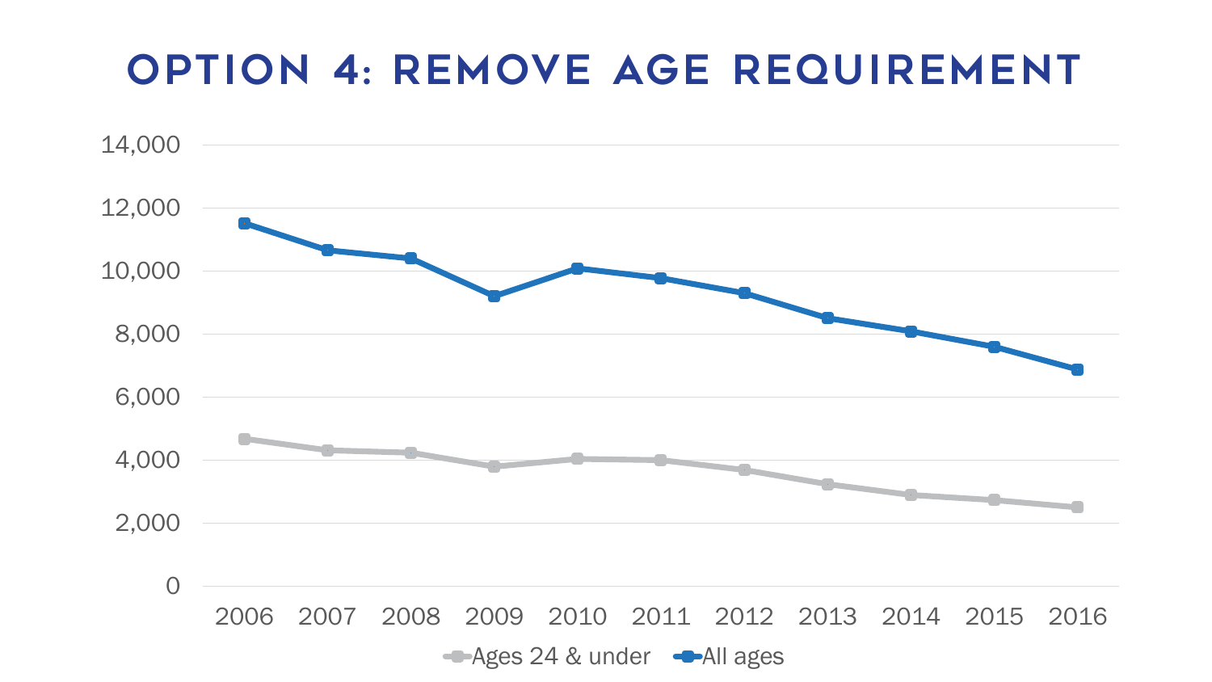# OPTION 4: REMOVE AGE REQUIREMENT

14,000
12,000
10,000
8,000
6,000
4,000
2,000
0

2006 2007 2008 2009 2010 2011 2012 2013 2014 2015 2016

Ages 24 & under — All ages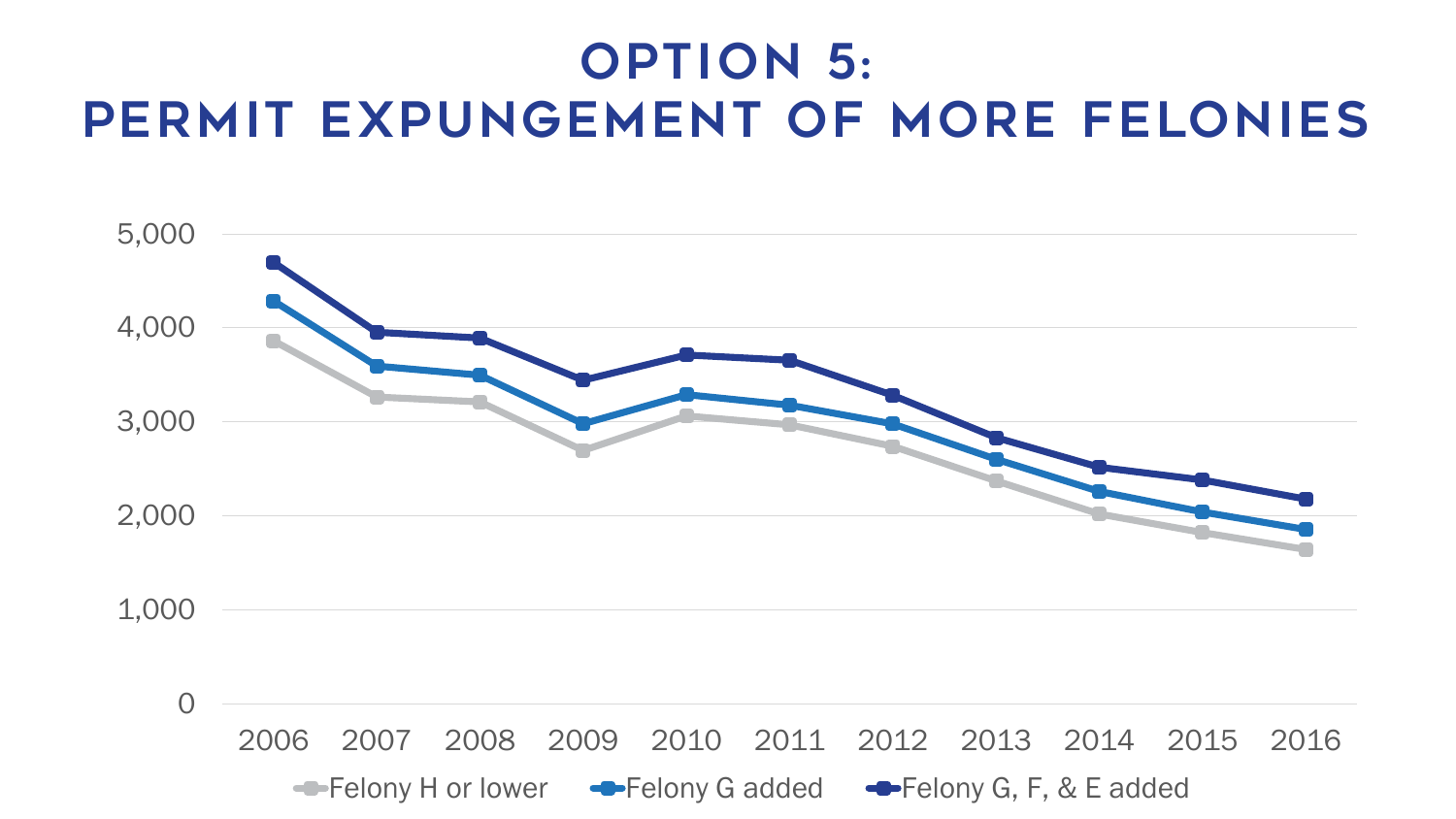# OPTION 5: PERMIT EXPUNGEMENT OF MORE FELONIES

5,000
4,000
3,000
2,000
1,000
0

2006 2007 2008 2009 2010 2011 2012 2013 2014 2015 2016

Felony H or lower
Felony G added
Felony G, F, & E added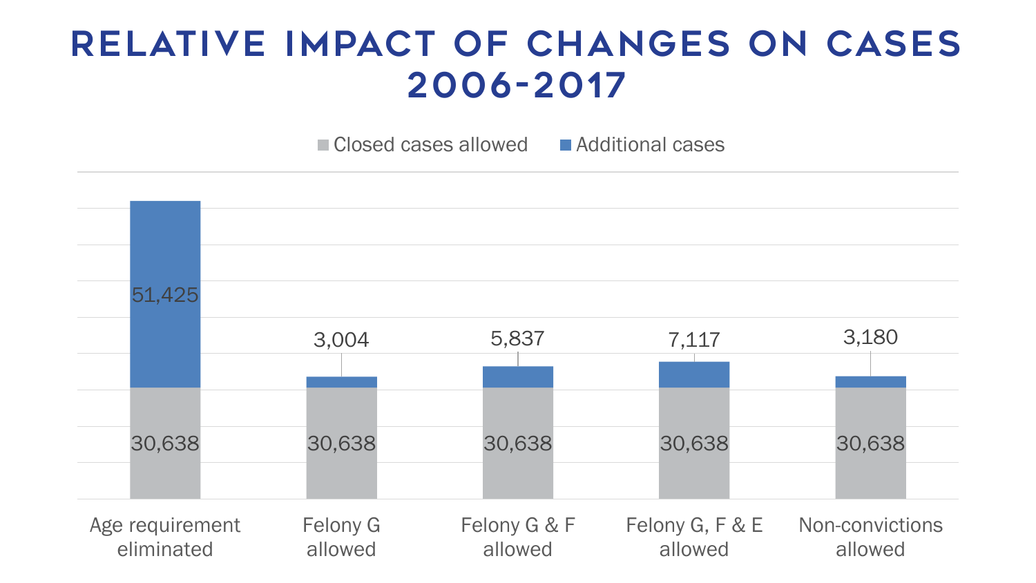# RELATIVE IMPACT OF CHANGES ON CASES 2006-2017

| | Closed cases allowed | Additional cases |
|---|---|---|
| Age requirement eliminated | 30,638 | 51,425 |
| Felony G allowed | 30,638 | 3,004 |
| Felony G & F allowed | 30,638 | 5,837 |
| Felony G, F & E allowed | 30,638 | 7,117 |
| Non-convictions allowed | 30,638 | 3,180 |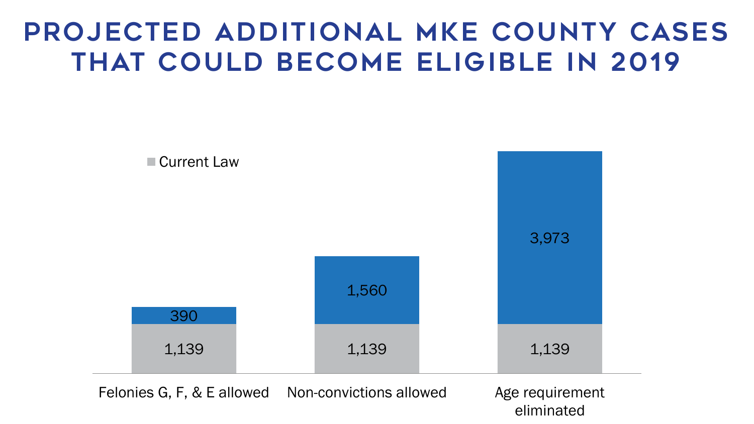# PROJECTED ADDITIONAL MKE COUNTY CASES THAT COULD BECOME ELIGIBLE IN 2019

| | Current Law | Additional |
|---|---|---|
| Felonies G, F, & E allowed | 1,139 | 390 |
| Non-convictions allowed | 1,139 | 1,560 |
| Age requirement eliminated | 1,139 | 3,973 |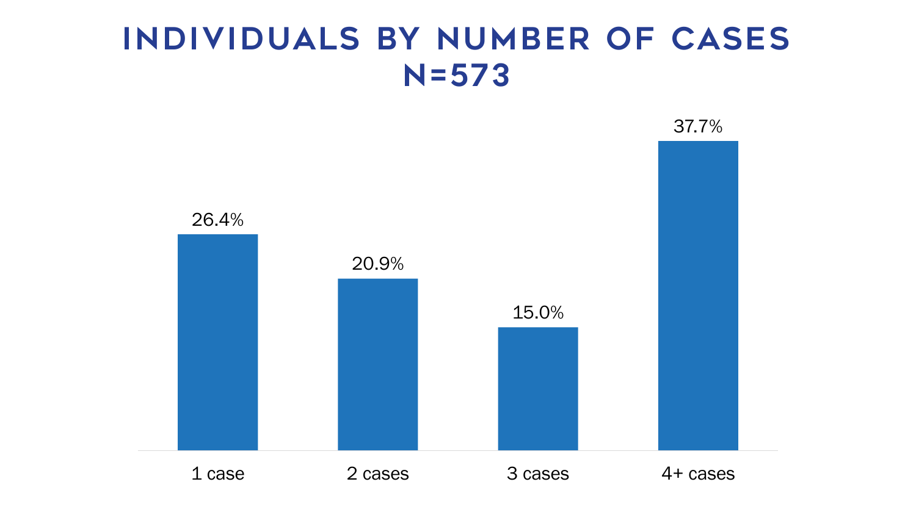# INDIVIDUALS BY NUMBER OF CASES N=573

| Number of cases | Percent |
| --- | --- |
| 1 case | 26.4% |
| 2 cases | 20.9% |
| 3 cases | 15.0% |
| 4+ cases | 37.7% |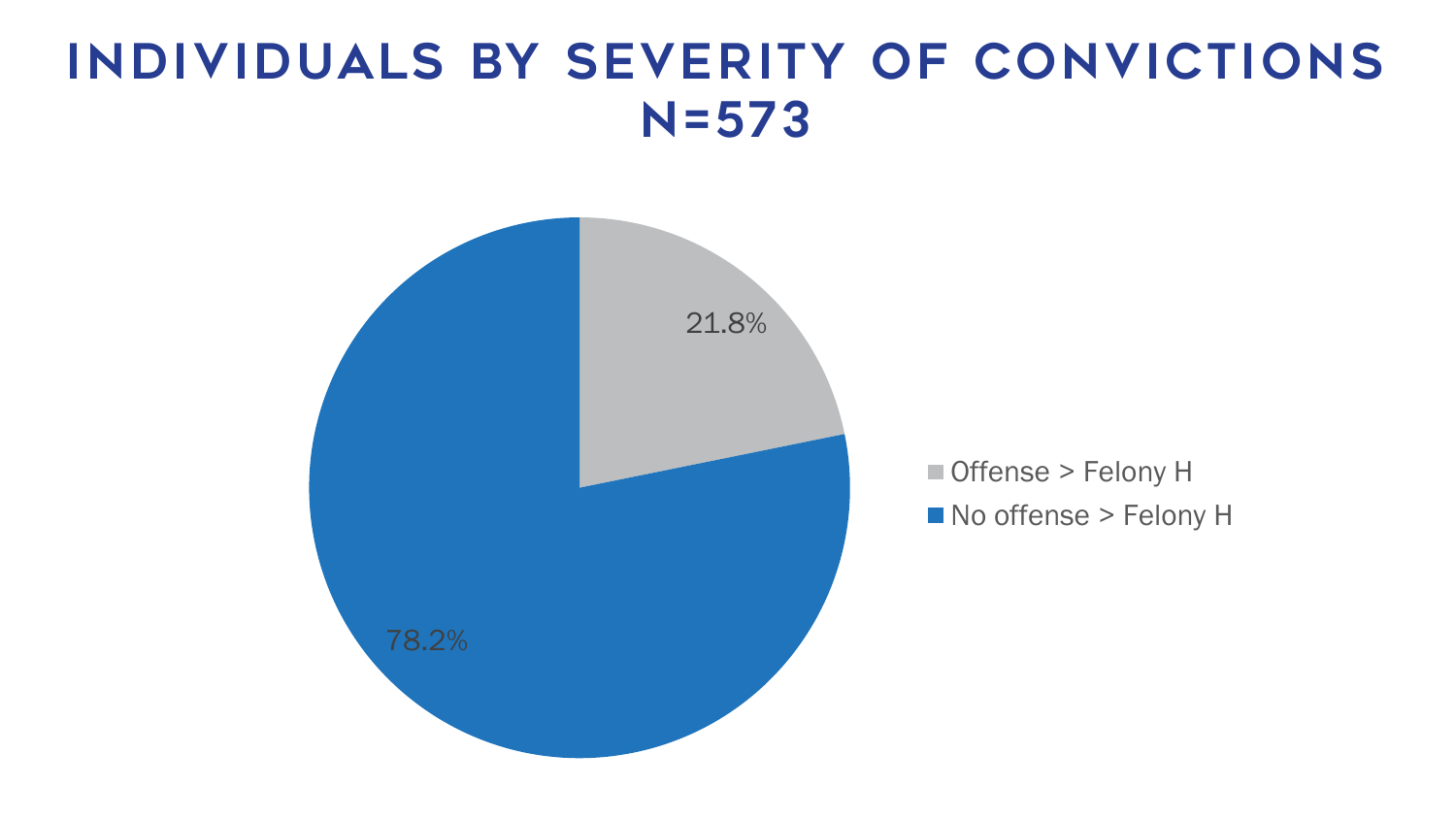# INDIVIDUALS BY SEVERITY OF CONVICTIONS N=573

| Category | Percentage |
| --- | --- |
| Offense > Felony H | 21.8% |
| No offense > Felony H | 78.2% |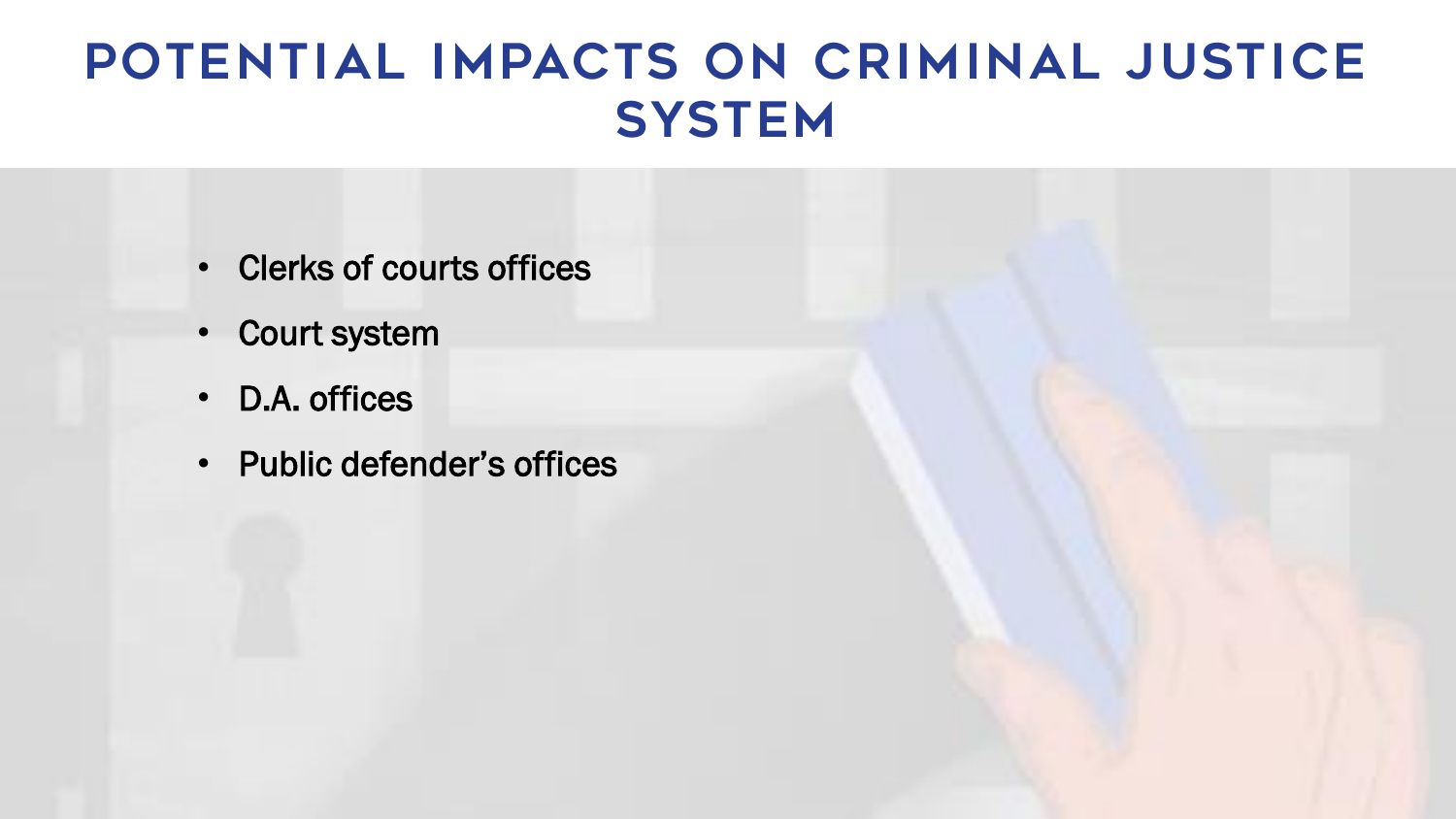# POTENTIAL IMPACTS ON CRIMINAL JUSTICE SYSTEM

- Clerks of courts offices
- Court system
- D.A. offices
- Public defender's offices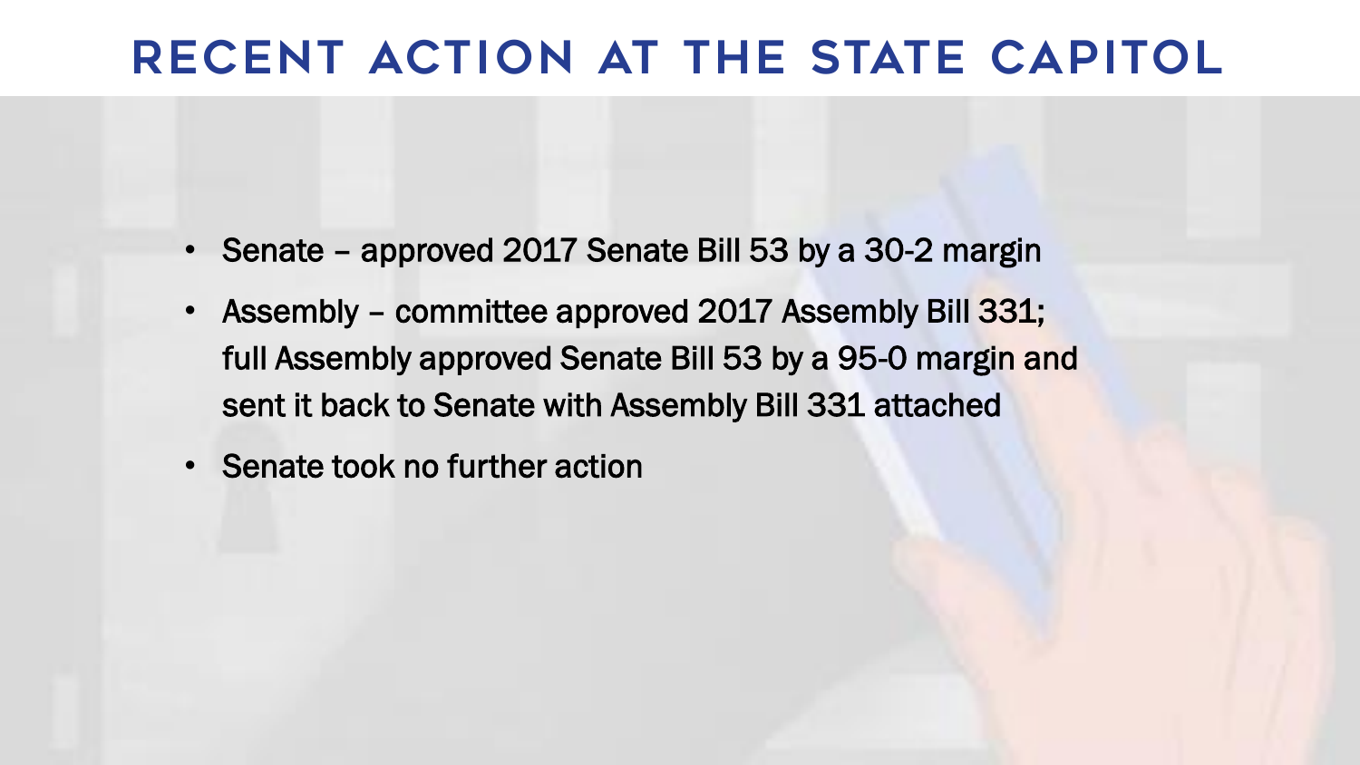# RECENT ACTION AT THE STATE CAPITOL

- Senate – approved 2017 Senate Bill 53 by a 30-2 margin
- Assembly – committee approved 2017 Assembly Bill 331; full Assembly approved Senate Bill 53 by a 95-0 margin and sent it back to Senate with Assembly Bill 331 attached
- Senate took no further action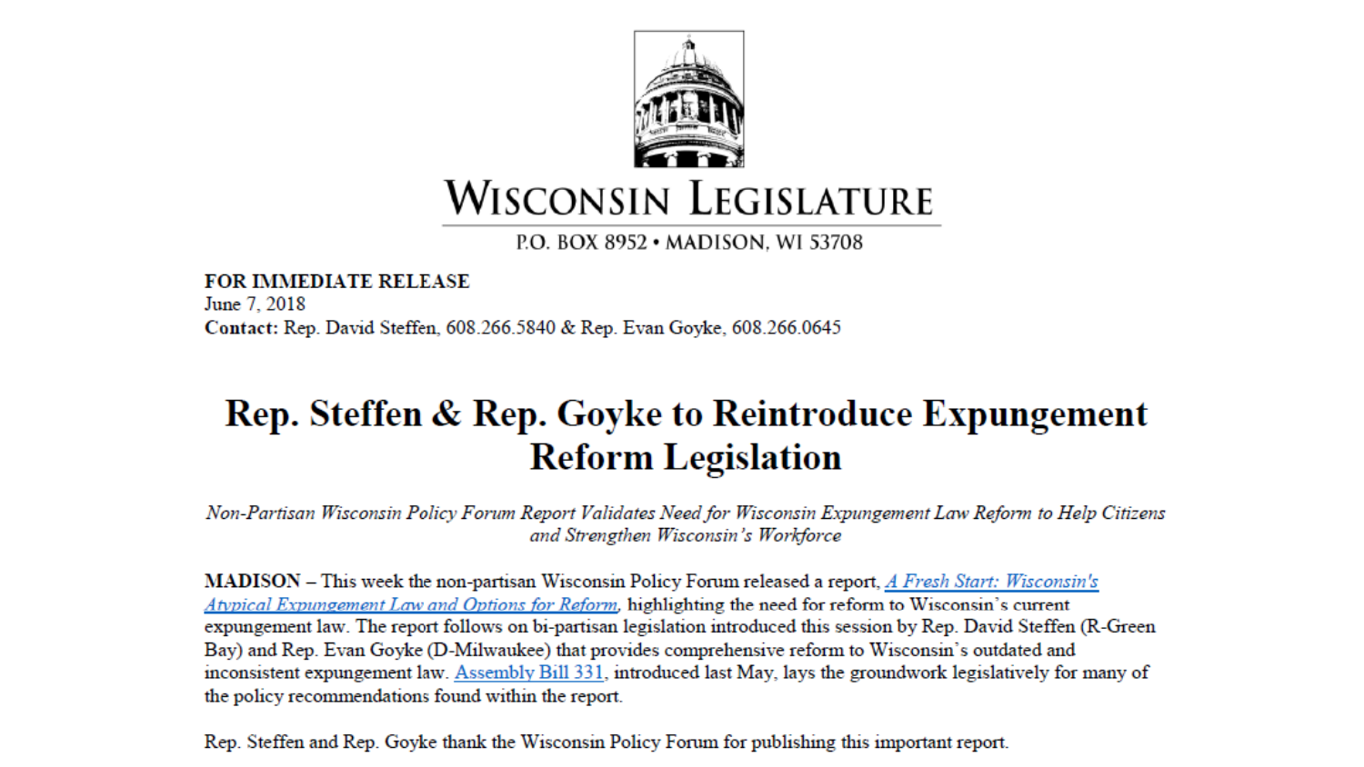# WISCONSIN LEGISLATURE

P.O. BOX 8952 • MADISON, WI 53708

**FOR IMMEDIATE RELEASE**
June 7, 2018
**Contact:** Rep. David Steffen, 608.266.5840 & Rep. Evan Goyke, 608.266.0645

## Rep. Steffen & Rep. Goyke to Reintroduce Expungement Reform Legislation

*Non-Partisan Wisconsin Policy Forum Report Validates Need for Wisconsin Expungement Law Reform to Help Citizens and Strengthen Wisconsin's Workforce*

**MADISON** – This week the non-partisan Wisconsin Policy Forum released a report, *A Fresh Start: Wisconsin's Atypical Expungement Law and Options for Reform*, highlighting the need for reform to Wisconsin's current expungement law. The report follows on bi-partisan legislation introduced this session by Rep. David Steffen (R-Green Bay) and Rep. Evan Goyke (D-Milwaukee) that provides comprehensive reform to Wisconsin's outdated and inconsistent expungement law. Assembly Bill 331, introduced last May, lays the groundwork legislatively for many of the policy recommendations found within the report.

Rep. Steffen and Rep. Goyke thank the Wisconsin Policy Forum for publishing this important report.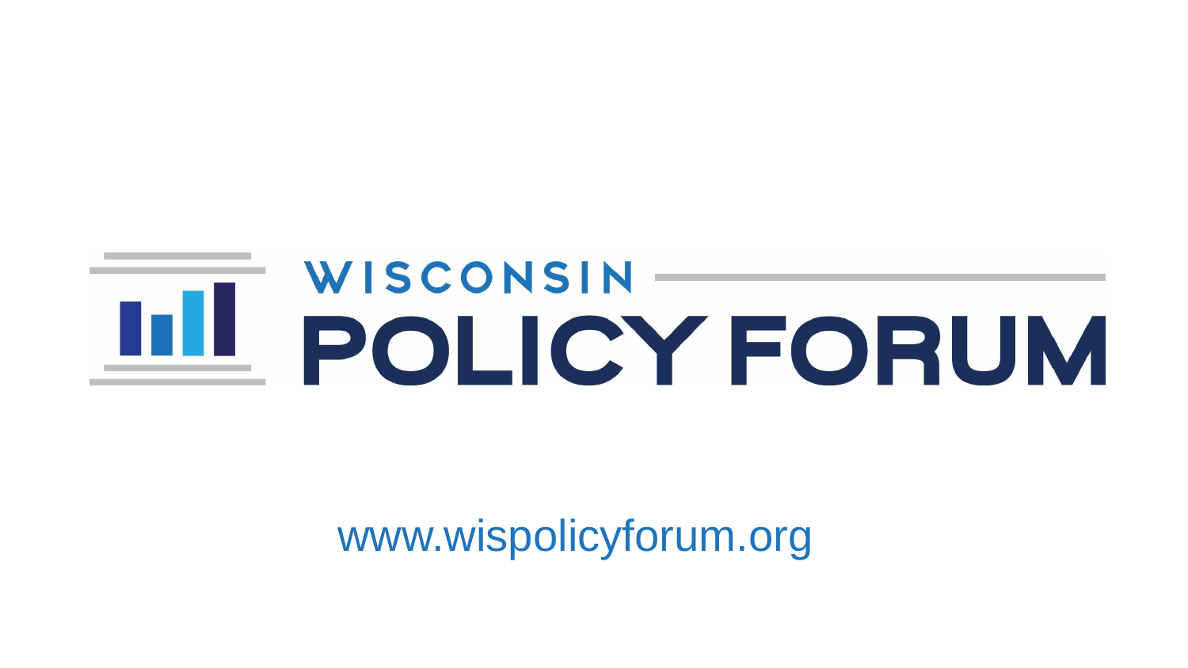WISCONSIN

POLICY FORUM

www.wispolicyforum.org